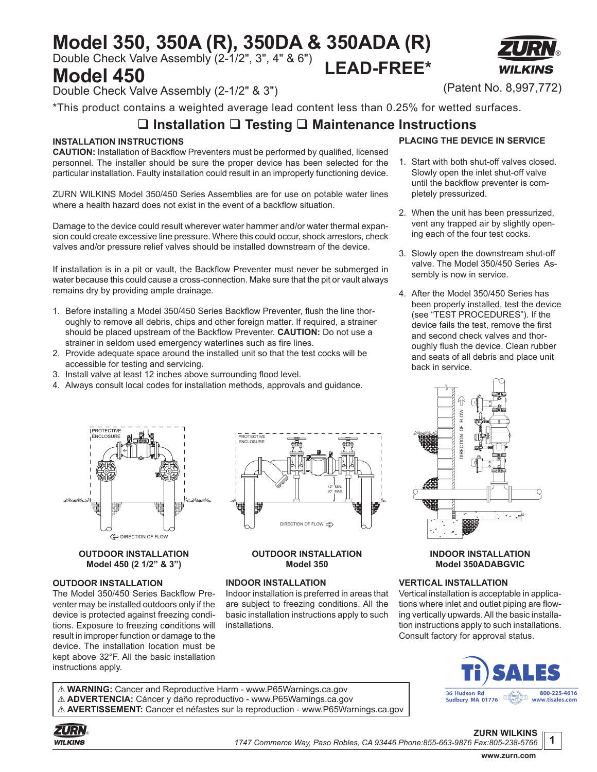# Model 350, 350A (R), 350DA & 350ADA (R)

Double Check Valve Assembly (2-1/2", 3", 4" & 6")

**LEAD-FREE***

# Model 450

Double Check Valve Assembly (2-1/2" & 3")

(Patent No. 8,997,772)

*This product contains a weighted average lead content less than 0.25% for wetted surfaces.

## ❑ Installation ❑ Testing ❑ Maintenance Instructions

### INSTALLATION INSTRUCTIONS

**CAUTION:** Installation of Backflow Preventers must be performed by qualified, licensed personnel. The installer should be sure the proper device has been selected for the particular installation. Faulty installation could result in an improperly functioning device.

ZURN WILKINS Model 350/450 Series Assemblies are for use on potable water lines where a health hazard does not exist in the event of a backflow situation.

Damage to the device could result wherever water hammer and/or water thermal expansion could create excessive line pressure. Where this could occur, shock arrestors, check valves and/or pressure relief valves should be installed downstream of the device.

If installation is in a pit or vault, the Backflow Preventer must never be submerged in water because this could cause a cross-connection. Make sure that the pit or vault always remains dry by providing ample drainage.

1. Before installing a Model 350/450 Series Backflow Preventer, flush the line thoroughly to remove all debris, chips and other foreign matter. If required, a strainer should be placed upstream of the Backflow Preventer. **CAUTION:** Do not use a strainer in seldom used emergency waterlines such as fire lines.
2. Provide adequate space around the installed unit so that the test cocks will be accessible for testing and servicing.
3. Install valve at least 12 inches above surrounding flood level.
4. Always consult local codes for installation methods, approvals and guidance.

### PLACING THE DEVICE IN SERVICE

1. Start with both shut-off valves closed. Slowly open the inlet shut-off valve until the backflow preventer is completely pressurized.
2. When the unit has been pressurized, vent any trapped air by slightly opening each of the four test cocks.
3. Slowly open the downstream shut-off valve. The Model 350/450 Series Assembly is now in service.
4. After the Model 350/450 Series has been properly installed, test the device (see "TEST PROCEDURES"). If the device fails the test, remove the first and second check valves and thoroughly flush the device. Clean rubber and seats of all debris and place unit back in service.

PROTECTIVE ENCLOSURE

DIRECTION OF FLOW

**OUTDOOR INSTALLATION**
**Model 450 (2 1/2" & 3")**

PROTECTIVE ENCLOSURE

12" MIN.
30" MAX.

DIRECTION OF FLOW

**OUTDOOR INSTALLATION**
**Model 350**

DIRECTION OF FLOW

**INDOOR INSTALLATION**
**Model 350ADABGVIC**

### OUTDOOR INSTALLATION

The Model 350/450 Series Backflow Preventer may be installed outdoors only if the device is protected against freezing conditions. Exposure to freezing conditions will result in improper function or damage to the device. The installation location must be kept above 32°F. All the basic installation instructions apply.

### INDOOR INSTALLATION

Indoor installation is preferred in areas that are subject to freezing conditions. All the basic installation instructions apply to such installations.

### VERTICAL INSTALLATION

Vertical installation is acceptable in applications where inlet and outlet piping are flowing vertically upwards. All the basic installation instructions apply to such installations. Consult factory for approval status.

⚠ **WARNING:** Cancer and Reproductive Harm - www.P65Warnings.ca.gov
⚠ **ADVERTENCIA:** Cáncer y daño reproductivo - www.P65Warnings.ca.gov
⚠ **AVERTISSEMENT:** Cancer et néfastes sur la reproduction - www.P65Warnings.ca.gov

Ti SALES
36 Hudson Rd
Sudbury MA 01776
800-225-4616
www.tisales.com

**ZURN WILKINS**
*1747 Commerce Way, Paso Robles, CA 93446 Phone:855-663-9876 Fax:805-238-5766*
**www.zurn.com**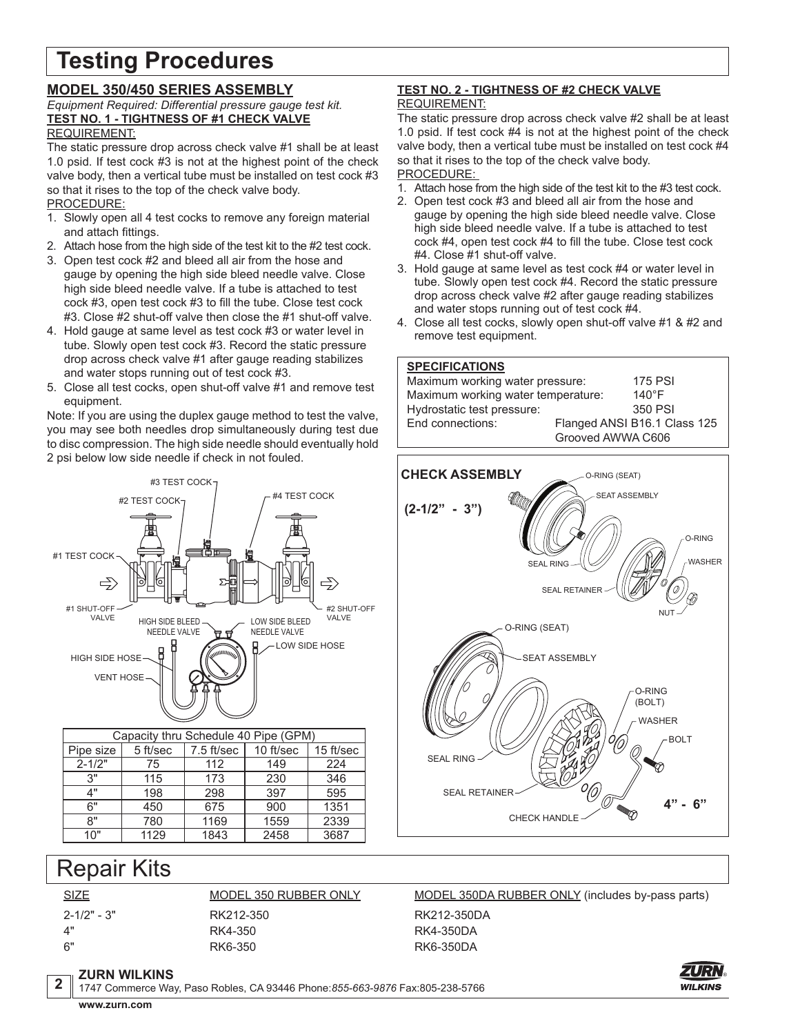# Testing Procedures

## MODEL 350/450 SERIES ASSEMBLY

*Equipment Required: Differential pressure gauge test kit.*

**TEST NO. 1 - TIGHTNESS OF #1 CHECK VALVE**

REQUIREMENT:

The static pressure drop across check valve #1 shall be at least 1.0 psid. If test cock #3 is not at the highest point of the check valve body, then a vertical tube must be installed on test cock #3 so that it rises to the top of the check valve body.

PROCEDURE:

1. Slowly open all 4 test cocks to remove any foreign material and attach fittings.
2. Attach hose from the high side of the test kit to the #2 test cock.
3. Open test cock #2 and bleed all air from the hose and gauge by opening the high side bleed needle valve. Close high side bleed needle valve. If a tube is attached to test cock #3, open test cock #3 to fill the tube. Close test cock #3. Close #2 shut-off valve then close the #1 shut-off valve.
4. Hold gauge at same level as test cock #3 or water level in tube. Slowly open test cock #3. Record the static pressure drop across check valve #1 after gauge reading stabilizes and water stops running out of test cock #3.
5. Close all test cocks, open shut-off valve #1 and remove test equipment.

Note: If you are using the duplex gauge method to test the valve, you may see both needles drop simultaneously during test due to disc compression. The high side needle should eventually hold 2 psi below low side needle if check in not fouled.

#3 TEST COCK
#2 TEST COCK
#4 TEST COCK
#1 TEST COCK
#1 SHUT-OFF VALVE
#2 SHUT-OFF VALVE
HIGH SIDE BLEED NEEDLE VALVE
LOW SIDE BLEED NEEDLE VALVE
LOW SIDE HOSE
HIGH SIDE HOSE
VENT HOSE

| Capacity thru Schedule 40 Pipe (GPM) | | | | |
|---|---|---|---|---|
| Pipe size | 5 ft/sec | 7.5 ft/sec | 10 ft/sec | 15 ft/sec |
| 2-1/2" | 75 | 112 | 149 | 224 |
| 3" | 115 | 173 | 230 | 346 |
| 4" | 198 | 298 | 397 | 595 |
| 6" | 450 | 675 | 900 | 1351 |
| 8" | 780 | 1169 | 1559 | 2339 |
| 10" | 1129 | 1843 | 2458 | 3687 |

**TEST NO. 2 - TIGHTNESS OF #2 CHECK VALVE**

REQUIREMENT:

The static pressure drop across check valve #2 shall be at least 1.0 psid. If test cock #4 is not at the highest point of the check valve body, then a vertical tube must be installed on test cock #4 so that it rises to the top of the check valve body.

PROCEDURE:

1. Attach hose from the high side of the test kit to the #3 test cock.
2. Open test cock #3 and bleed all air from the hose and gauge by opening the high side bleed needle valve. Close high side bleed needle valve. If a tube is attached to test cock #4, open test cock #4 to fill the tube. Close test cock #4. Close #1 shut-off valve.
3. Hold gauge at same level as test cock #4 or water level in tube. Slowly open test cock #4. Record the static pressure drop across check valve #2 after gauge reading stabilizes and water stops running out of test cock #4.
4. Close all test cocks, slowly open shut-off valve #1 & #2 and remove test equipment.

**SPECIFICATIONS**

| | |
|---|---|
| Maximum working water pressure: | 175 PSI |
| Maximum working water temperature: | 140°F |
| Hydrostatic test pressure: | 350 PSI |
| End connections: | Flanged ANSI B16.1 Class 125<br>Grooved AWWA C606 |

**CHECK ASSEMBLY**

**(2-1/2" - 3")**

O-RING (SEAT)
SEAT ASSEMBLY
O-RING
WASHER
SEAL RING
SEAL RETAINER
NUT

O-RING (SEAT)
SEAT ASSEMBLY
O-RING (BOLT)
WASHER
BOLT
SEAL RING
SEAL RETAINER
CHECK HANDLE

**4" - 6"**

# Repair Kits

| SIZE | MODEL 350 RUBBER ONLY | MODEL 350DA RUBBER ONLY (includes by-pass parts) |
|---|---|---|
| 2-1/2" - 3" | RK212-350 | RK212-350DA |
| 4" | RK4-350 | RK4-350DA |
| 6" | RK6-350 | RK6-350DA |

**ZURN WILKINS**
1747 Commerce Way, Paso Robles, CA 93446 Phone:*855-663-9876* Fax:805-238-5766
**www.zurn.com**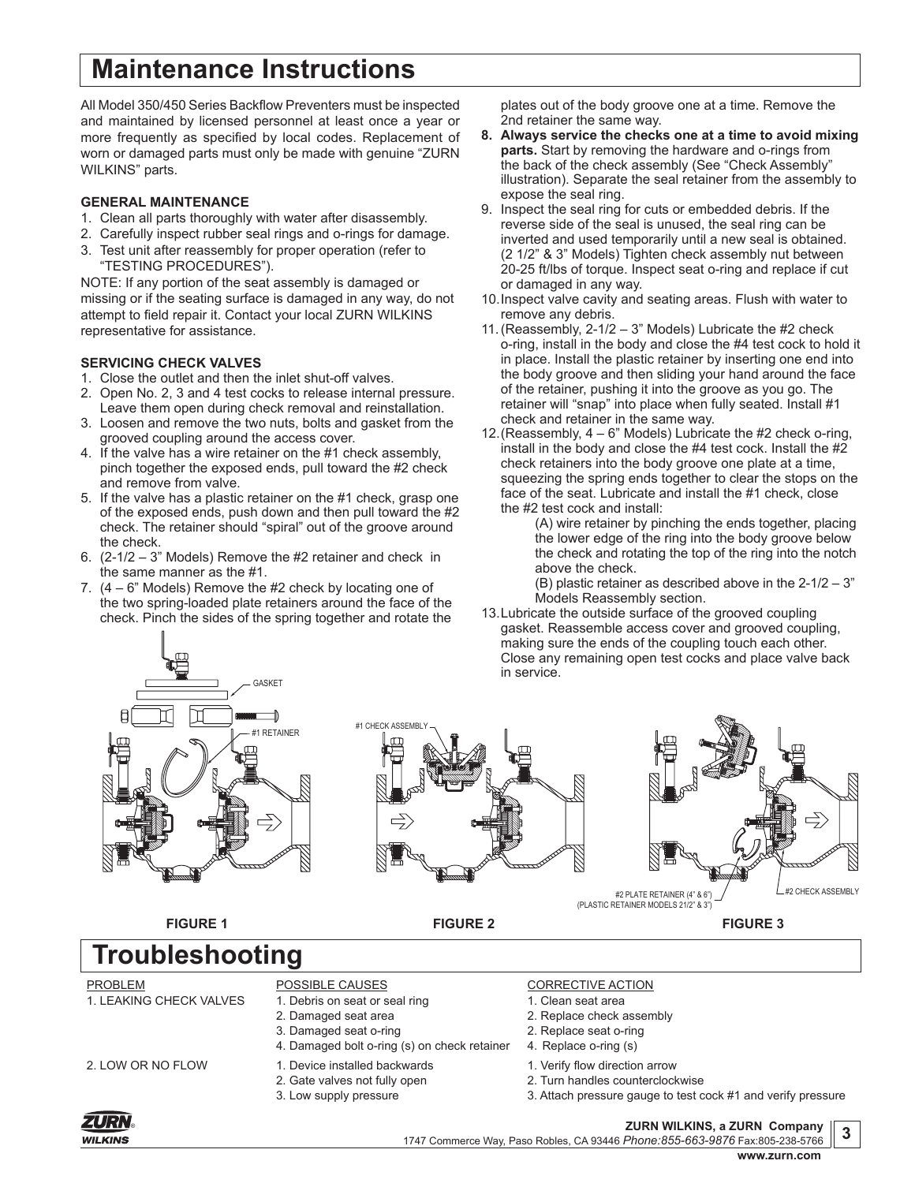# Maintenance Instructions

All Model 350/450 Series Backflow Preventers must be inspected and maintained by licensed personnel at least once a year or more frequently as specified by local codes. Replacement of worn or damaged parts must only be made with genuine "ZURN WILKINS" parts.

**GENERAL MAINTENANCE**

1. Clean all parts thoroughly with water after disassembly.
2. Carefully inspect rubber seal rings and o-rings for damage.
3. Test unit after reassembly for proper operation (refer to "TESTING PROCEDURES").

NOTE: If any portion of the seat assembly is damaged or missing or if the seating surface is damaged in any way, do not attempt to field repair it. Contact your local ZURN WILKINS representative for assistance.

**SERVICING CHECK VALVES**

1. Close the outlet and then the inlet shut-off valves.
2. Open No. 2, 3 and 4 test cocks to release internal pressure. Leave them open during check removal and reinstallation.
3. Loosen and remove the two nuts, bolts and gasket from the grooved coupling around the access cover.
4. If the valve has a wire retainer on the #1 check assembly, pinch together the exposed ends, pull toward the #2 check and remove from valve.
5. If the valve has a plastic retainer on the #1 check, grasp one of the exposed ends, push down and then pull toward the #2 check. The retainer should "spiral" out of the groove around the check.
6. (2-1/2 – 3" Models) Remove the #2 retainer and check in the same manner as the #1.
7. (4 – 6" Models) Remove the #2 check by locating one of the two spring-loaded plate retainers around the face of the check. Pinch the sides of the spring together and rotate the plates out of the body groove one at a time. Remove the 2nd retainer the same way.
8. **Always service the checks one at a time to avoid mixing parts.** Start by removing the hardware and o-rings from the back of the check assembly (See "Check Assembly" illustration). Separate the seal retainer from the assembly to expose the seal ring.
9. Inspect the seal ring for cuts or embedded debris. If the reverse side of the seal is unused, the seal ring can be inverted and used temporarily until a new seal is obtained. (2 1/2" & 3" Models) Tighten check assembly nut between 20-25 ft/lbs of torque. Inspect seat o-ring and replace if cut or damaged in any way.
10. Inspect valve cavity and seating areas. Flush with water to remove any debris.
11. (Reassembly, 2-1/2 – 3" Models) Lubricate the #2 check o-ring, install in the body and close the #4 test cock to hold it in place. Install the plastic retainer by inserting one end into the body groove and then sliding your hand around the face of the retainer, pushing it into the groove as you go. The retainer will "snap" into place when fully seated. Install #1 check and retainer in the same way.
12. (Reassembly, 4 – 6" Models) Lubricate the #2 check o-ring, install in the body and close the #4 test cock. Install the #2 check retainers into the body groove one plate at a time, squeezing the spring ends together to clear the stops on the face of the seat. Lubricate and install the #1 check, close the #2 test cock and install:

    (A) wire retainer by pinching the ends together, placing the lower edge of the ring into the body groove below the check and rotating the top of the ring into the notch above the check.

    (B) plastic retainer as described above in the 2-1/2 – 3" Models Reassembly section.
13. Lubricate the outside surface of the grooved coupling gasket. Reassemble access cover and grooved coupling, making sure the ends of the coupling touch each other. Close any remaining open test cocks and place valve back in service.

GASKET

#1 RETAINER

FIGURE 1

#1 CHECK ASSEMBLY

FIGURE 2

#2 PLATE RETAINER (4" & 6")
(PLASTIC RETAINER MODELS 21/2" & 3")

#2 CHECK ASSEMBLY

FIGURE 3

# Troubleshooting

| PROBLEM | POSSIBLE CAUSES | CORRECTIVE ACTION |
|---|---|---|
| 1. LEAKING CHECK VALVES | 1. Debris on seat or seal ring | 1. Clean seat area |
| | 2. Damaged seat area | 2. Replace check assembly |
| | 3. Damaged seat o-ring | 2. Replace seat o-ring |
| | 4. Damaged bolt o-ring (s) on check retainer | 4. Replace o-ring (s) |
| 2. LOW OR NO FLOW | 1. Device installed backwards | 1. Verify flow direction arrow |
| | 2. Gate valves not fully open | 2. Turn handles counterclockwise |
| | 3. Low supply pressure | 3. Attach pressure gauge to test cock #1 and verify pressure |

**ZURN WILKINS, a ZURN Company**
1747 Commerce Way, Paso Robles, CA 93446 *Phone:855-663-9876* Fax:805-238-5766
**www.zurn.com**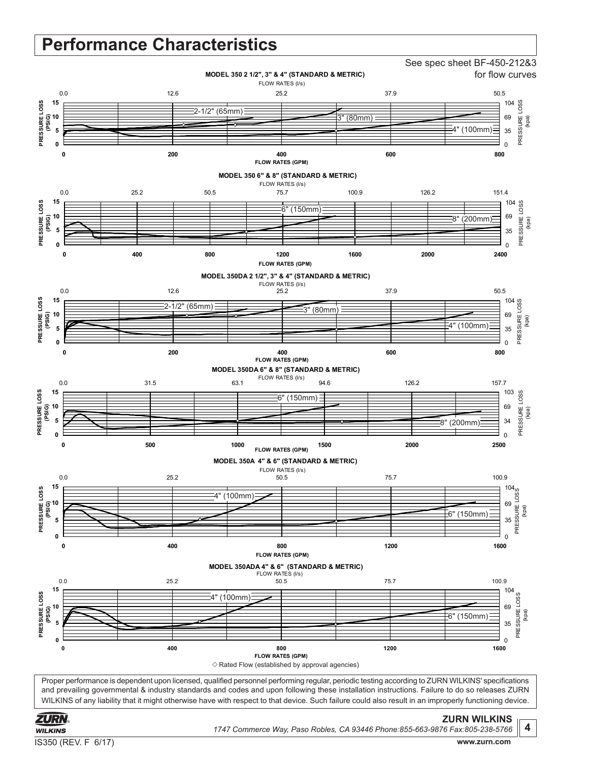# Performance Characteristics

See spec sheet BF-450-212&3 for flow curves

**MODEL 350 2 1/2", 3" & 4" (STANDARD & METRIC)**

FLOW RATES (l/s): 0.0, 12.6, 25.2, 37.9, 50.5

PRESSURE LOSS (PSIG): 0, 5, 10, 15

PRESSURE LOSS (kpa): 0, 35, 69, 104

FLOW RATES (GPM): 0, 200, 400, 600, 800

2-1/2" (65mm)
3" (80mm)
4" (100mm)

**MODEL 350 6" & 8" (STANDARD & METRIC)**

FLOW RATES (l/s): 0.0, 25.2, 50.5, 75.7, 100.9, 126.2, 151.4

PRESSURE LOSS (PSIG): 0, 5, 10, 15

PRESSURE LOSS (kpa): 0, 35, 69, 104

FLOW RATES (GPM): 0, 400, 800, 1200, 1600, 2000, 2400

6" (150mm)
8" (200mm)

**MODEL 350DA 2 1/2", 3" & 4" (STANDARD & METRIC)**

FLOW RATES (l/s): 0.0, 12.6, 25.2, 37.9, 50.5

PRESSURE LOSS (PSIG): 0, 5, 10, 15

PRESSURE LOSS (kpa): 0, 35, 69, 104

FLOW RATES (GPM): 0, 200, 400, 600, 800

2-1/2" (65mm)
3" (80mm)
4" (100mm)

**MODEL 350DA 6" & 8" (STANDARD & METRIC)**

FLOW RATES (l/s): 0.0, 31.5, 63.1, 94.6, 126.2, 157.7

PRESSURE LOSS (PSIG): 0, 5, 10, 15

PRESSURE LOSS (kpa): 0, 34, 69, 103

FLOW RATES (GPM): 0, 500, 1000, 1500, 2000, 2500

6" (150mm)
8" (200mm)

**MODEL 350A 4" & 6" (STANDARD & METRIC)**

FLOW RATES (l/s): 0.0, 25.2, 50.5, 75.7, 100.9

PRESSURE LOSS (PSIG): 0, 5, 10, 15

PRESSURE LOSS (kpa): 0, 35, 69, 104

FLOW RATES (GPM): 0, 400, 800, 1200, 1600

4" (100mm)
6" (150mm)

**MODEL 350ADA 4" & 6" (STANDARD & METRIC)**

FLOW RATES (l/s): 0.0, 25.2, 50.5, 75.7, 100.9

PRESSURE LOSS (PSIG): 0, 5, 10, 15

PRESSURE LOSS (kpa): 0, 35, 69, 104

FLOW RATES (GPM): 0, 400, 800, 1200, 1600

4" (100mm)
6" (150mm)

◇ Rated Flow (established by approval agencies)

Proper performance is dependent upon licensed, qualified personnel performing regular, periodic testing according to ZURN WILKINS' specifications and prevailing governmental & industry standards and codes and upon following these installation instructions. Failure to do so releases ZURN WILKINS of any liability that it might otherwise have with respect to that device. Such failure could also result in an improperly functioning device.

**ZURN WILKINS**

*1747 Commerce Way, Paso Robles, CA 93446 Phone:855-663-9876 Fax:805-238-5766*

IS350 (REV. F 6/17)

www.zurn.com